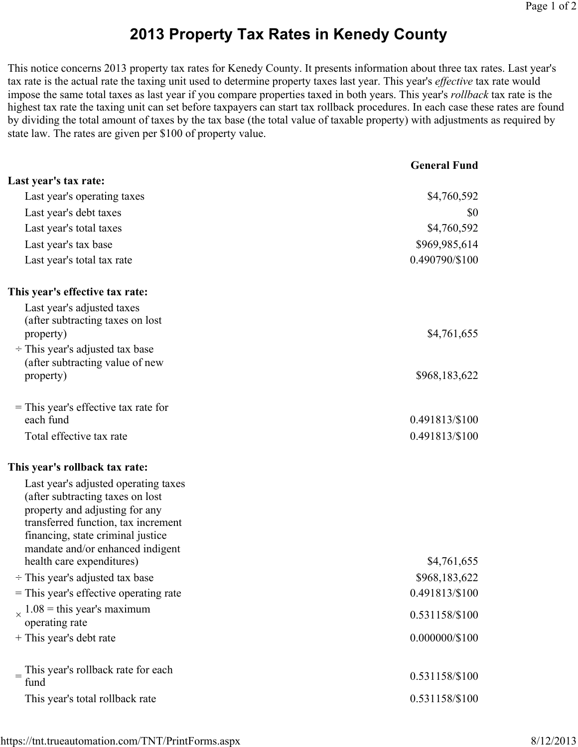# 2013 Property Tax Rates in Kenedy County

This notice concerns 2013 property tax rates for Kenedy County. It presents information about three tax rates. Last year's tax rate is the actual rate the taxing unit used to determine property taxes last year. This year's *effective* tax rate would impose the same total taxes as last year if you compare properties taxed in both years. This year's *rollback* tax rate is the highest tax rate the taxing unit can set before taxpayers can start tax rollback procedures. In each case these rates are found by dividing the total amount of taxes by the tax base (the total value of taxable property) with adjustments as required by state law. The rates are given per $100 of property value.

| | General Fund |
|---|---|
| **Last year's tax rate:** | |
| Last year's operating taxes | $4,760,592 |
| Last year's debt taxes | $0 |
| Last year's total taxes | $4,760,592 |
| Last year's tax base | $969,985,614 |
| Last year's total tax rate | 0.490790/$100 |
| **This year's effective tax rate:** | |
| Last year's adjusted taxes (after subtracting taxes on lost property) | $4,761,655 |
| ÷ This year's adjusted tax base (after subtracting value of new property) | $968,183,622 |
| = This year's effective tax rate for each fund | 0.491813/$100 |
| Total effective tax rate | 0.491813/$100 |
| **This year's rollback tax rate:** | |
| Last year's adjusted operating taxes (after subtracting taxes on lost property and adjusting for any transferred function, tax increment financing, state criminal justice mandate and/or enhanced indigent health care expenditures) | $4,761,655 |
| ÷ This year's adjusted tax base | $968,183,622 |
| = This year's effective operating rate | 0.491813/$100 |
| × 1.08 = this year's maximum operating rate | 0.531158/$100 |
| + This year's debt rate | 0.000000/$100 |
| = This year's rollback rate for each fund | 0.531158/$100 |
| This year's total rollback rate | 0.531158/$100 |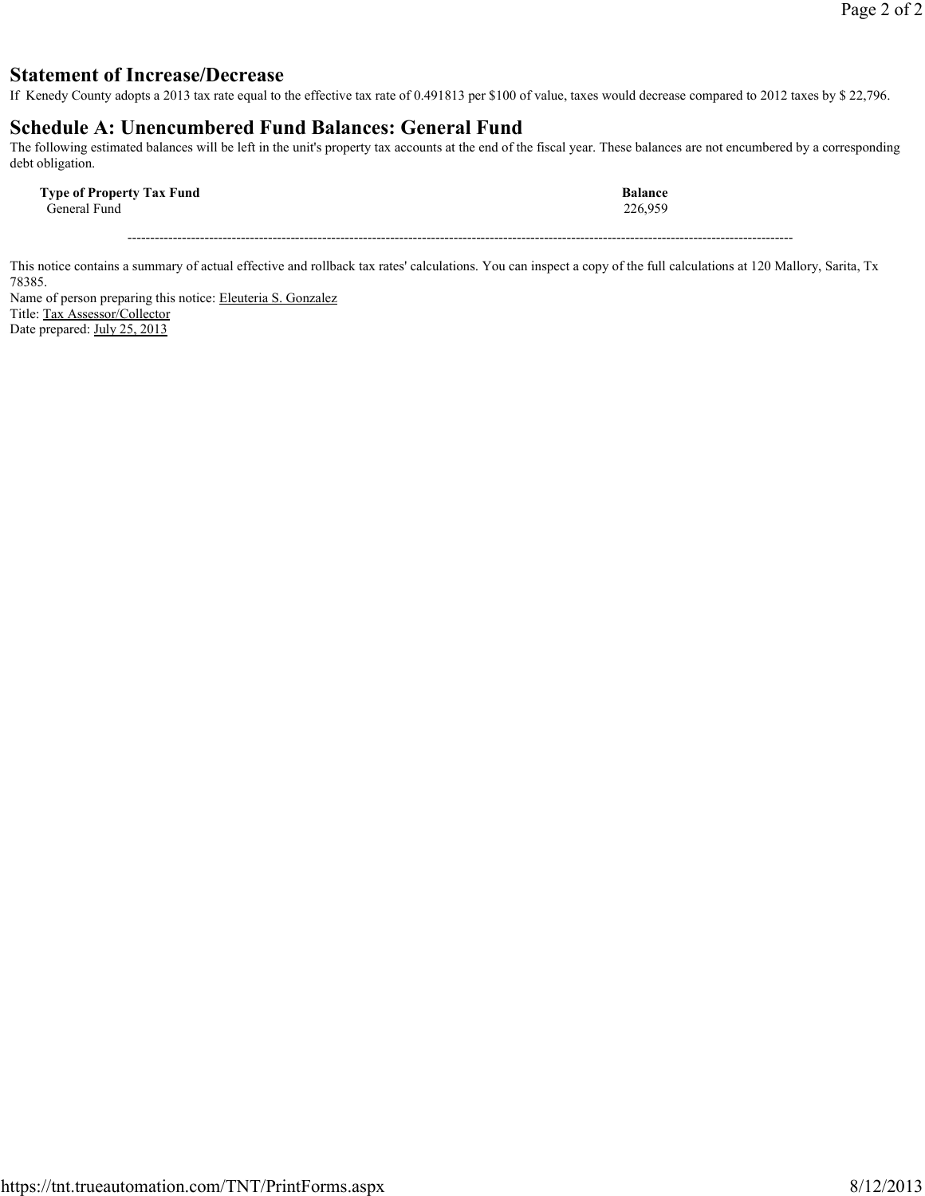## Statement of Increase/Decrease

If Kenedy County adopts a 2013 tax rate equal to the effective tax rate of 0.491813 per $100 of value, taxes would decrease compared to 2012 taxes by $ 22,796.

## Schedule A: Unencumbered Fund Balances: General Fund

The following estimated balances will be left in the unit's property tax accounts at the end of the fiscal year. These balances are not encumbered by a corresponding debt obligation.

| Type of Property Tax Fund | Balance |
| --- | --- |
| General Fund | 226,959 |

---

This notice contains a summary of actual effective and rollback tax rates' calculations. You can inspect a copy of the full calculations at 120 Mallory, Sarita, Tx 78385.

Name of person preparing this notice: Eleuteria S. Gonzalez
Title: Tax Assessor/Collector
Date prepared: July 25, 2013